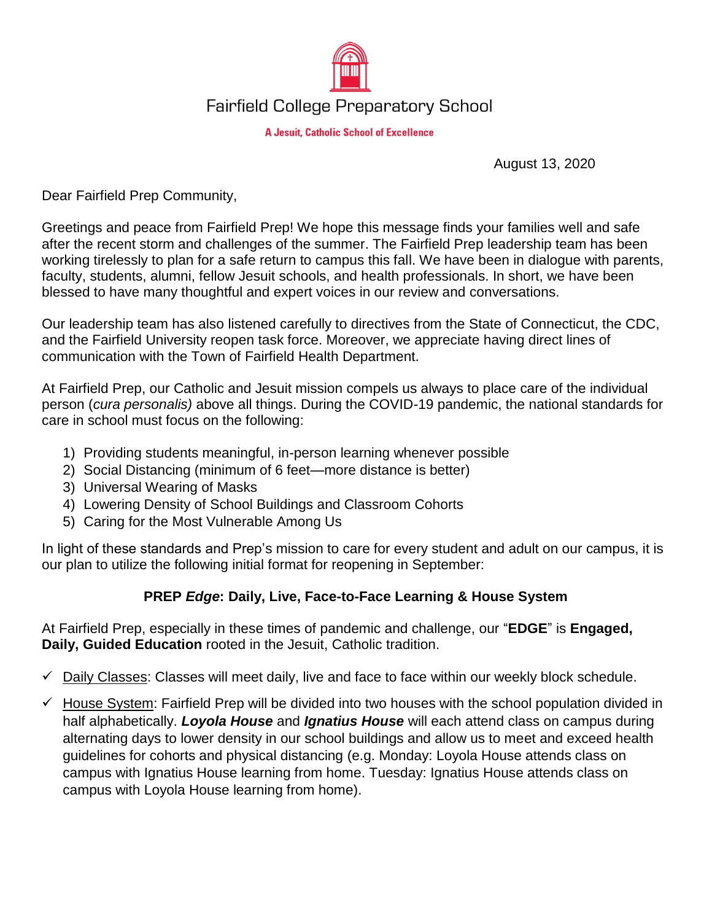# Fairfield College Preparatory School

**A Jesuit, Catholic School of Excellence**

August 13, 2020

Dear Fairfield Prep Community,

Greetings and peace from Fairfield Prep! We hope this message finds your families well and safe after the recent storm and challenges of the summer. The Fairfield Prep leadership team has been working tirelessly to plan for a safe return to campus this fall. We have been in dialogue with parents, faculty, students, alumni, fellow Jesuit schools, and health professionals. In short, we have been blessed to have many thoughtful and expert voices in our review and conversations.

Our leadership team has also listened carefully to directives from the State of Connecticut, the CDC, and the Fairfield University reopen task force. Moreover, we appreciate having direct lines of communication with the Town of Fairfield Health Department.

At Fairfield Prep, our Catholic and Jesuit mission compels us always to place care of the individual person (*cura personalis)* above all things. During the COVID-19 pandemic, the national standards for care in school must focus on the following:

1) Providing students meaningful, in-person learning whenever possible
2) Social Distancing (minimum of 6 feet—more distance is better)
3) Universal Wearing of Masks
4) Lowering Density of School Buildings and Classroom Cohorts
5) Caring for the Most Vulnerable Among Us

In light of these standards and Prep's mission to care for every student and adult on our campus, it is our plan to utilize the following initial format for reopening in September:

## PREP *Edge*: Daily, Live, Face-to-Face Learning & House System

At Fairfield Prep, especially in these times of pandemic and challenge, our "**EDGE**" is **Engaged, Daily, Guided Education** rooted in the Jesuit, Catholic tradition.

- ✓ Daily Classes: Classes will meet daily, live and face to face within our weekly block schedule.
- ✓ House System: Fairfield Prep will be divided into two houses with the school population divided in half alphabetically. ***Loyola House*** and ***Ignatius House*** will each attend class on campus during alternating days to lower density in our school buildings and allow us to meet and exceed health guidelines for cohorts and physical distancing (e.g. Monday: Loyola House attends class on campus with Ignatius House learning from home. Tuesday: Ignatius House attends class on campus with Loyola House learning from home).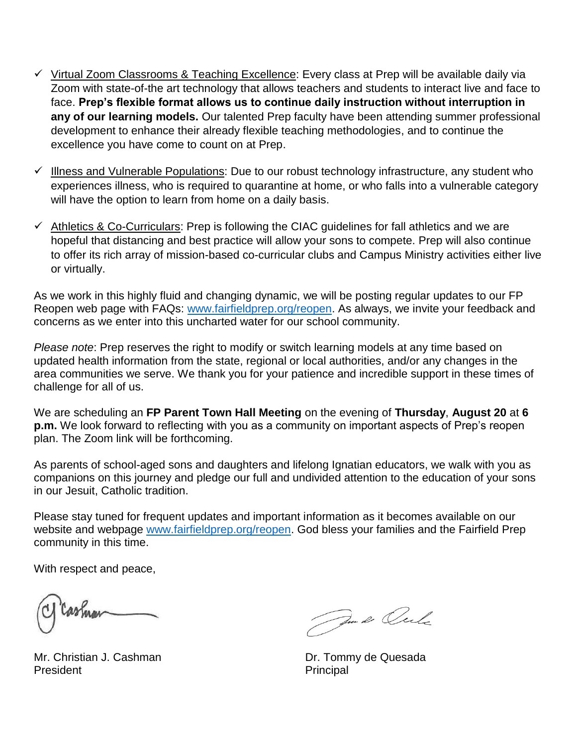- ✓ Virtual Zoom Classrooms & Teaching Excellence: Every class at Prep will be available daily via Zoom with state-of-the art technology that allows teachers and students to interact live and face to face. **Prep's flexible format allows us to continue daily instruction without interruption in any of our learning models.** Our talented Prep faculty have been attending summer professional development to enhance their already flexible teaching methodologies, and to continue the excellence you have come to count on at Prep.

- ✓ Illness and Vulnerable Populations: Due to our robust technology infrastructure, any student who experiences illness, who is required to quarantine at home, or who falls into a vulnerable category will have the option to learn from home on a daily basis.

- ✓ Athletics & Co-Curriculars: Prep is following the CIAC guidelines for fall athletics and we are hopeful that distancing and best practice will allow your sons to compete. Prep will also continue to offer its rich array of mission-based co-curricular clubs and Campus Ministry activities either live or virtually.

As we work in this highly fluid and changing dynamic, we will be posting regular updates to our FP Reopen web page with FAQs: www.fairfieldprep.org/reopen. As always, we invite your feedback and concerns as we enter into this uncharted water for our school community.

*Please note*: Prep reserves the right to modify or switch learning models at any time based on updated health information from the state, regional or local authorities, and/or any changes in the area communities we serve. We thank you for your patience and incredible support in these times of challenge for all of us.

We are scheduling an **FP Parent Town Hall Meeting** on the evening of **Thursday**, **August 20** at **6 p.m.** We look forward to reflecting with you as a community on important aspects of Prep's reopen plan. The Zoom link will be forthcoming.

As parents of school-aged sons and daughters and lifelong Ignatian educators, we walk with you as companions on this journey and pledge our full and undivided attention to the education of your sons in our Jesuit, Catholic tradition.

Please stay tuned for frequent updates and important information as it becomes available on our website and webpage www.fairfieldprep.org/reopen. God bless your families and the Fairfield Prep community in this time.

With respect and peace,

Mr. Christian J. Cashman
President

Dr. Tommy de Quesada
Principal